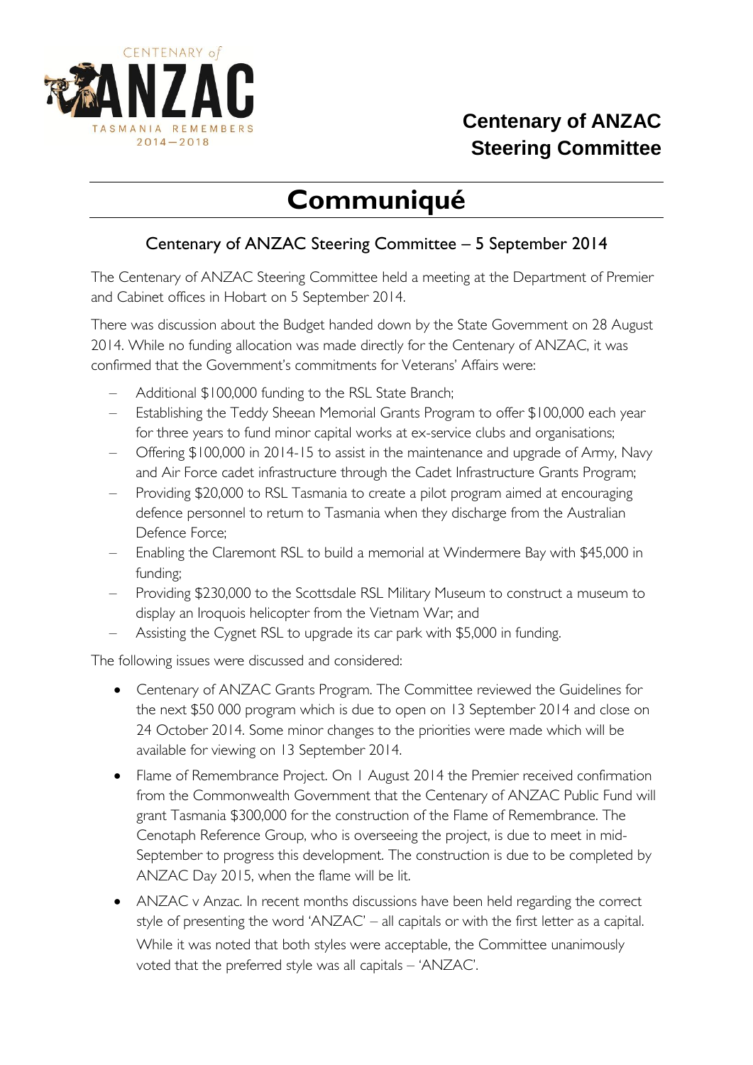CENTENARY of ANZAC
TASMANIA REMEMBERS
2014—2018

## Centenary of ANZAC Steering Committee

# Communiqué

### Centenary of ANZAC Steering Committee – 5 September 2014

The Centenary of ANZAC Steering Committee held a meeting at the Department of Premier and Cabinet offices in Hobart on 5 September 2014.

There was discussion about the Budget handed down by the State Government on 28 August 2014. While no funding allocation was made directly for the Centenary of ANZAC, it was confirmed that the Government's commitments for Veterans' Affairs were:

- Additional $100,000 funding to the RSL State Branch;
- Establishing the Teddy Sheean Memorial Grants Program to offer $100,000 each year for three years to fund minor capital works at ex-service clubs and organisations;
- Offering $100,000 in 2014-15 to assist in the maintenance and upgrade of Army, Navy and Air Force cadet infrastructure through the Cadet Infrastructure Grants Program;
- Providing $20,000 to RSL Tasmania to create a pilot program aimed at encouraging defence personnel to return to Tasmania when they discharge from the Australian Defence Force;
- Enabling the Claremont RSL to build a memorial at Windermere Bay with $45,000 in funding;
- Providing $230,000 to the Scottsdale RSL Military Museum to construct a museum to display an Iroquois helicopter from the Vietnam War; and
- Assisting the Cygnet RSL to upgrade its car park with $5,000 in funding.

The following issues were discussed and considered:

- Centenary of ANZAC Grants Program. The Committee reviewed the Guidelines for the next $50 000 program which is due to open on 13 September 2014 and close on 24 October 2014. Some minor changes to the priorities were made which will be available for viewing on 13 September 2014.
- Flame of Remembrance Project. On 1 August 2014 the Premier received confirmation from the Commonwealth Government that the Centenary of ANZAC Public Fund will grant Tasmania $300,000 for the construction of the Flame of Remembrance. The Cenotaph Reference Group, who is overseeing the project, is due to meet in mid-September to progress this development. The construction is due to be completed by ANZAC Day 2015, when the flame will be lit.
- ANZAC v Anzac. In recent months discussions have been held regarding the correct style of presenting the word 'ANZAC' – all capitals or with the first letter as a capital. While it was noted that both styles were acceptable, the Committee unanimously voted that the preferred style was all capitals – 'ANZAC'.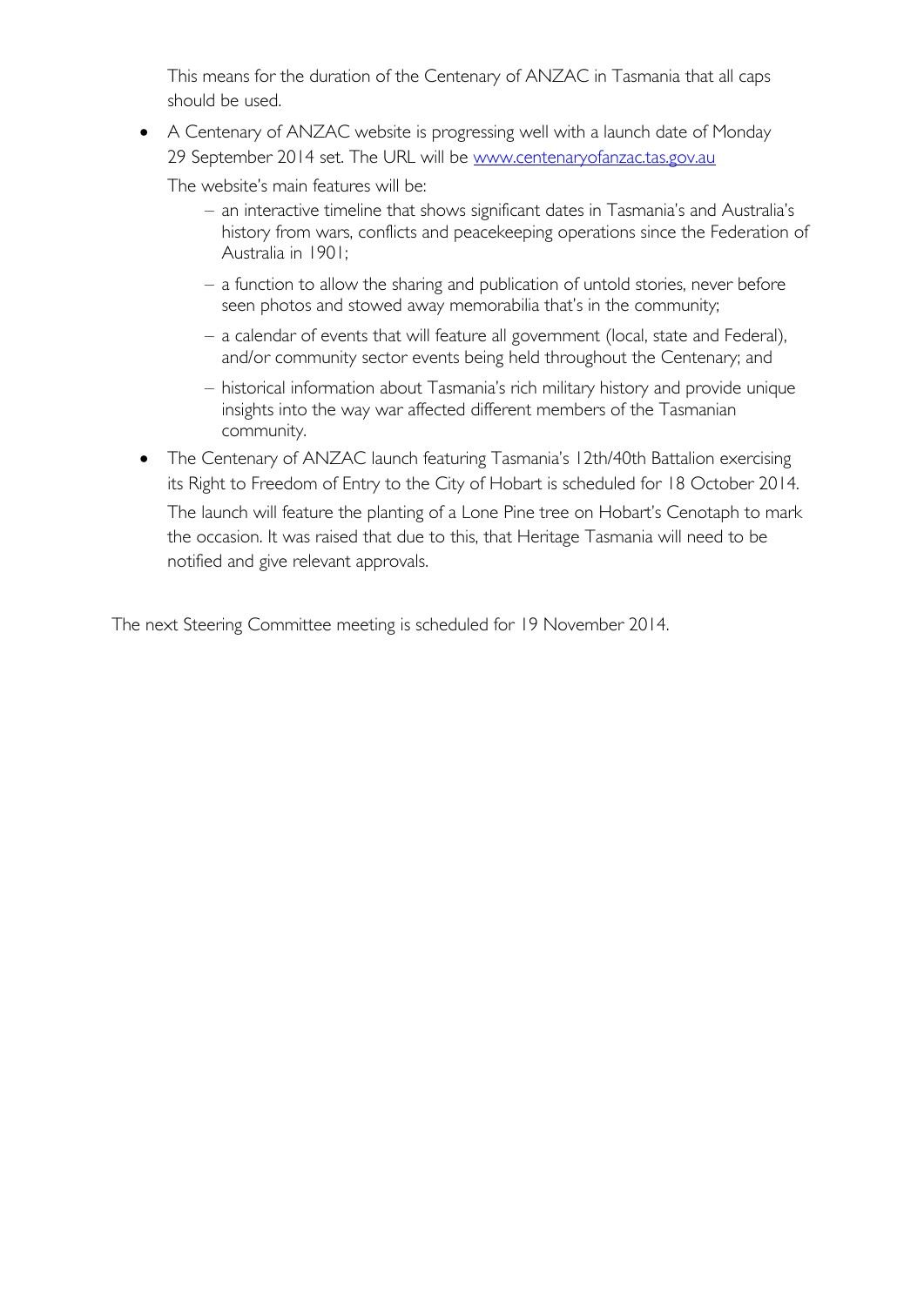This means for the duration of the Centenary of ANZAC in Tasmania that all caps should be used.

- A Centenary of ANZAC website is progressing well with a launch date of Monday 29 September 2014 set. The URL will be [www.centenaryofanzac.tas.gov.au](http://www.centenaryofanzac.tas.gov.au)

  The website's main features will be:

  - an interactive timeline that shows significant dates in Tasmania's and Australia's history from wars, conflicts and peacekeeping operations since the Federation of Australia in 1901;
  - a function to allow the sharing and publication of untold stories, never before seen photos and stowed away memorabilia that's in the community;
  - a calendar of events that will feature all government (local, state and Federal), and/or community sector events being held throughout the Centenary; and
  - historical information about Tasmania's rich military history and provide unique insights into the way war affected different members of the Tasmanian community.

- The Centenary of ANZAC launch featuring Tasmania's 12th/40th Battalion exercising its Right to Freedom of Entry to the City of Hobart is scheduled for 18 October 2014.

  The launch will feature the planting of a Lone Pine tree on Hobart's Cenotaph to mark the occasion. It was raised that due to this, that Heritage Tasmania will need to be notified and give relevant approvals.

The next Steering Committee meeting is scheduled for 19 November 2014.